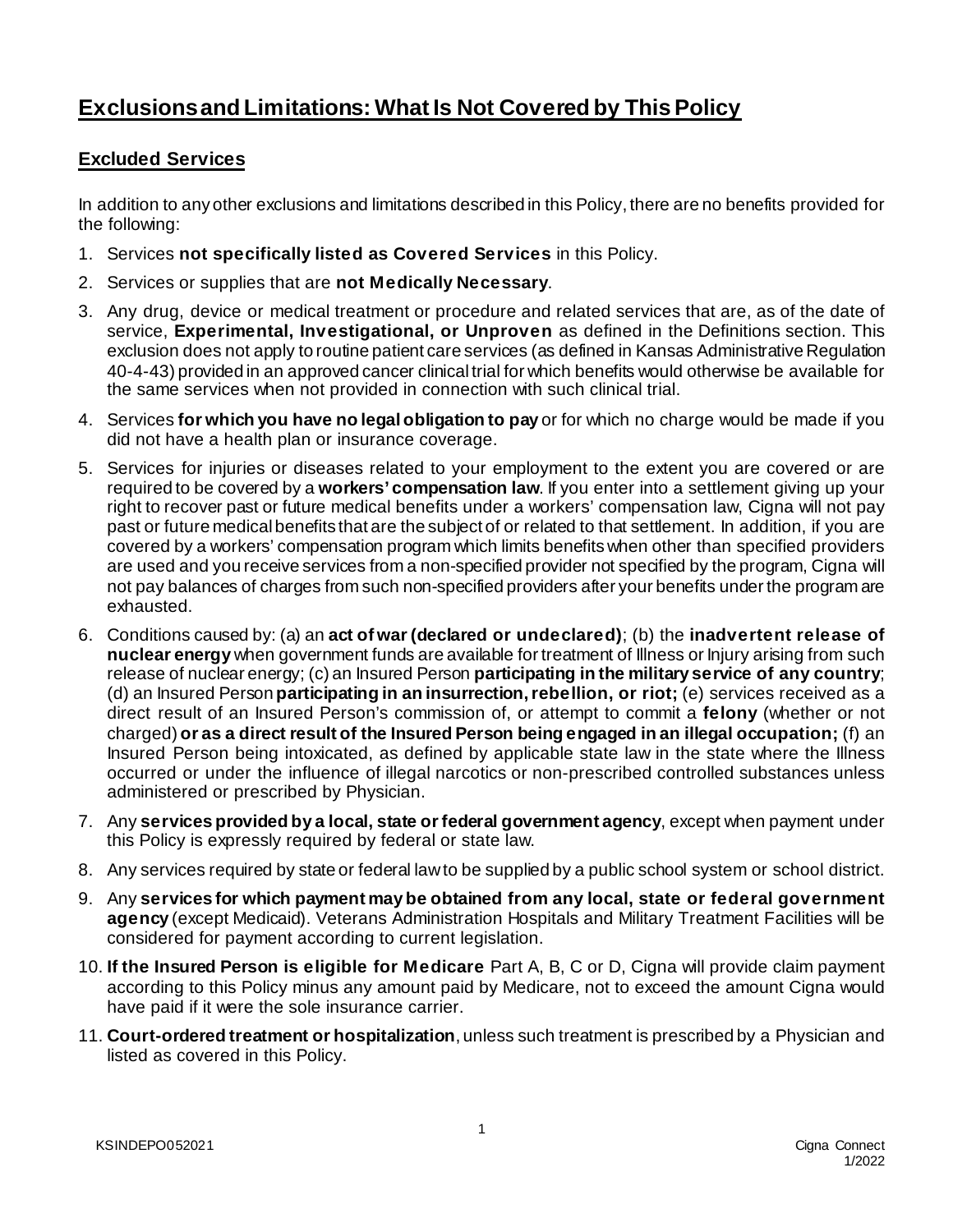# Exclusions and Limitations: What Is Not Covered by This Policy

## Excluded Services

In addition to any other exclusions and limitations described in this Policy, there are no benefits provided for the following:

1. Services **not specifically listed as Covered Services** in this Policy.
2. Services or supplies that are **not Medically Necessary**.
3. Any drug, device or medical treatment or procedure and related services that are, as of the date of service, **Experimental, Investigational, or Unproven** as defined in the Definitions section. This exclusion does not apply to routine patient care services (as defined in Kansas Administrative Regulation 40-4-43) provided in an approved cancer clinical trial for which benefits would otherwise be available for the same services when not provided in connection with such clinical trial.
4. Services **for which you have no legal obligation to pay** or for which no charge would be made if you did not have a health plan or insurance coverage.
5. Services for injuries or diseases related to your employment to the extent you are covered or are required to be covered by a **workers' compensation law**. If you enter into a settlement giving up your right to recover past or future medical benefits under a workers' compensation law, Cigna will not pay past or future medical benefits that are the subject of or related to that settlement. In addition, if you are covered by a workers' compensation program which limits benefits when other than specified providers are used and you receive services from a non-specified provider not specified by the program, Cigna will not pay balances of charges from such non-specified providers after your benefits under the program are exhausted.
6. Conditions caused by: (a) an **act of war (declared or undeclared)**; (b) the **inadvertent release of nuclear energy** when government funds are available for treatment of Illness or Injury arising from such release of nuclear energy; (c) an Insured Person **participating in the military service of any country**; (d) an Insured Person **participating in an insurrection, rebellion, or riot;** (e) services received as a direct result of an Insured Person's commission of, or attempt to commit a **felony** (whether or not charged) **or as a direct result of the Insured Person being engaged in an illegal occupation;** (f) an Insured Person being intoxicated, as defined by applicable state law in the state where the Illness occurred or under the influence of illegal narcotics or non-prescribed controlled substances unless administered or prescribed by Physician.
7. Any **services provided by a local, state or federal government agency**, except when payment under this Policy is expressly required by federal or state law.
8. Any services required by state or federal law to be supplied by a public school system or school district.
9. Any **services for which payment may be obtained from any local, state or federal government agency** (except Medicaid). Veterans Administration Hospitals and Military Treatment Facilities will be considered for payment according to current legislation.
10. **If the Insured Person is eligible for Medicare** Part A, B, C or D, Cigna will provide claim payment according to this Policy minus any amount paid by Medicare, not to exceed the amount Cigna would have paid if it were the sole insurance carrier.
11. **Court-ordered treatment or hospitalization**, unless such treatment is prescribed by a Physician and listed as covered in this Policy.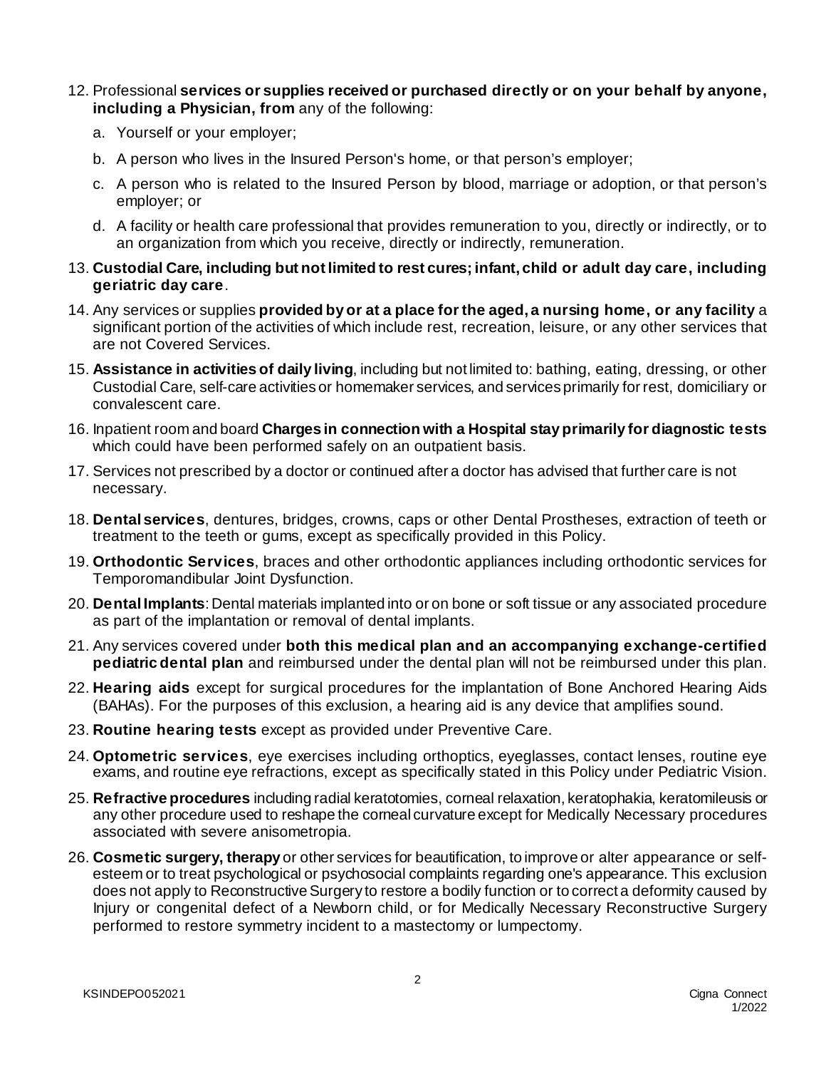12. Professional **services or supplies received or purchased directly or on your behalf by anyone, including a Physician, from** any of the following:

    a. Yourself or your employer;

    b. A person who lives in the Insured Person's home, or that person's employer;

    c. A person who is related to the Insured Person by blood, marriage or adoption, or that person's employer; or

    d. A facility or health care professional that provides remuneration to you, directly or indirectly, or to an organization from which you receive, directly or indirectly, remuneration.

13. **Custodial Care, including but not limited to rest cures; infant, child or adult day care, including geriatric day care**.

14. Any services or supplies **provided by or at a place for the aged, a nursing home, or any facility** a significant portion of the activities of which include rest, recreation, leisure, or any other services that are not Covered Services.

15. **Assistance in activities of daily living**, including but not limited to: bathing, eating, dressing, or other Custodial Care, self-care activities or homemaker services, and services primarily for rest, domiciliary or convalescent care.

16. Inpatient room and board **Charges in connection with a Hospital stay primarily for diagnostic tests** which could have been performed safely on an outpatient basis.

17. Services not prescribed by a doctor or continued after a doctor has advised that further care is not necessary.

18. **Dental services**, dentures, bridges, crowns, caps or other Dental Prostheses, extraction of teeth or treatment to the teeth or gums, except as specifically provided in this Policy.

19. **Orthodontic Services**, braces and other orthodontic appliances including orthodontic services for Temporomandibular Joint Dysfunction.

20. **Dental Implants**: Dental materials implanted into or on bone or soft tissue or any associated procedure as part of the implantation or removal of dental implants.

21. Any services covered under **both this medical plan and an accompanying exchange-certified pediatric dental plan** and reimbursed under the dental plan will not be reimbursed under this plan.

22. **Hearing aids** except for surgical procedures for the implantation of Bone Anchored Hearing Aids (BAHAs). For the purposes of this exclusion, a hearing aid is any device that amplifies sound.

23. **Routine hearing tests** except as provided under Preventive Care.

24. **Optometric services**, eye exercises including orthoptics, eyeglasses, contact lenses, routine eye exams, and routine eye refractions, except as specifically stated in this Policy under Pediatric Vision.

25. **Refractive procedures** including radial keratotomies, corneal relaxation, keratophakia, keratomileusis or any other procedure used to reshape the corneal curvature except for Medically Necessary procedures associated with severe anisometropia.

26. **Cosmetic surgery, therapy** or other services for beautification, to improve or alter appearance or self-esteem or to treat psychological or psychosocial complaints regarding one's appearance. This exclusion does not apply to Reconstructive Surgery to restore a bodily function or to correct a deformity caused by Injury or congenital defect of a Newborn child, or for Medically Necessary Reconstructive Surgery performed to restore symmetry incident to a mastectomy or lumpectomy.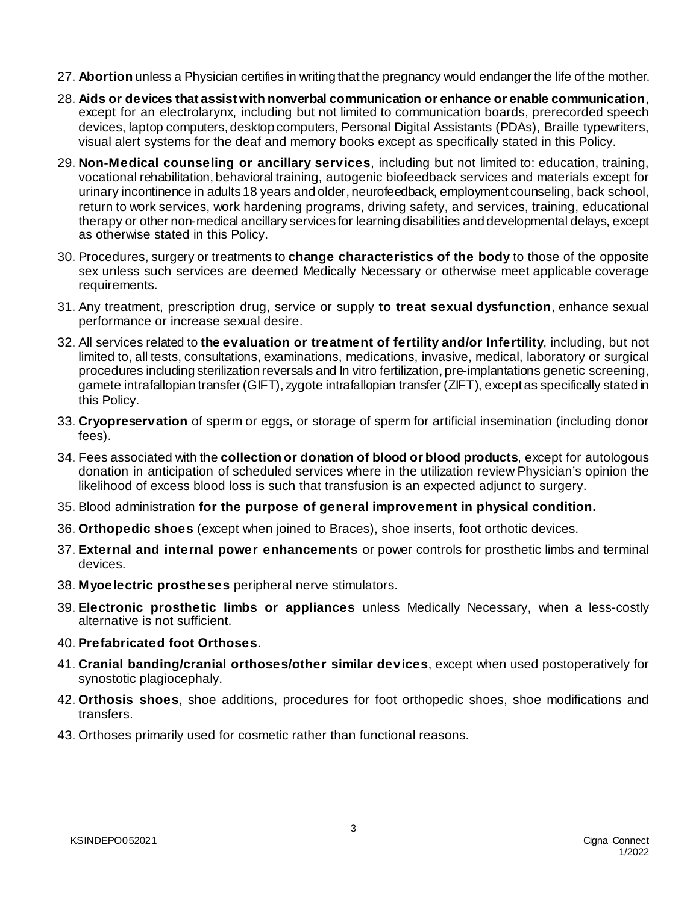27. **Abortion** unless a Physician certifies in writing that the pregnancy would endanger the life of the mother.
28. **Aids or devices that assist with nonverbal communication or enhance or enable communication**, except for an electrolarynx, including but not limited to communication boards, prerecorded speech devices, laptop computers, desktop computers, Personal Digital Assistants (PDAs), Braille typewriters, visual alert systems for the deaf and memory books except as specifically stated in this Policy.
29. **Non-Medical counseling or ancillary services**, including but not limited to: education, training, vocational rehabilitation, behavioral training, autogenic biofeedback services and materials except for urinary incontinence in adults 18 years and older, neurofeedback, employment counseling, back school, return to work services, work hardening programs, driving safety, and services, training, educational therapy or other non-medical ancillary services for learning disabilities and developmental delays, except as otherwise stated in this Policy.
30. Procedures, surgery or treatments to **change characteristics of the body** to those of the opposite sex unless such services are deemed Medically Necessary or otherwise meet applicable coverage requirements.
31. Any treatment, prescription drug, service or supply **to treat sexual dysfunction**, enhance sexual performance or increase sexual desire.
32. All services related to **the evaluation or treatment of fertility and/or Infertility**, including, but not limited to, all tests, consultations, examinations, medications, invasive, medical, laboratory or surgical procedures including sterilization reversals and In vitro fertilization, pre-implantations genetic screening, gamete intrafallopian transfer (GIFT), zygote intrafallopian transfer (ZIFT), except as specifically stated in this Policy.
33. **Cryopreservation** of sperm or eggs, or storage of sperm for artificial insemination (including donor fees).
34. Fees associated with the **collection or donation of blood or blood products**, except for autologous donation in anticipation of scheduled services where in the utilization review Physician's opinion the likelihood of excess blood loss is such that transfusion is an expected adjunct to surgery.
35. Blood administration **for the purpose of general improvement in physical condition.**
36. **Orthopedic shoes** (except when joined to Braces), shoe inserts, foot orthotic devices.
37. **External and internal power enhancements** or power controls for prosthetic limbs and terminal devices.
38. **Myoelectric prostheses** peripheral nerve stimulators.
39. **Electronic prosthetic limbs or appliances** unless Medically Necessary, when a less-costly alternative is not sufficient.
40. **Prefabricated foot Orthoses**.
41. **Cranial banding/cranial orthoses/other similar devices**, except when used postoperatively for synostotic plagiocephaly.
42. **Orthosis shoes**, shoe additions, procedures for foot orthopedic shoes, shoe modifications and transfers.
43. Orthoses primarily used for cosmetic rather than functional reasons.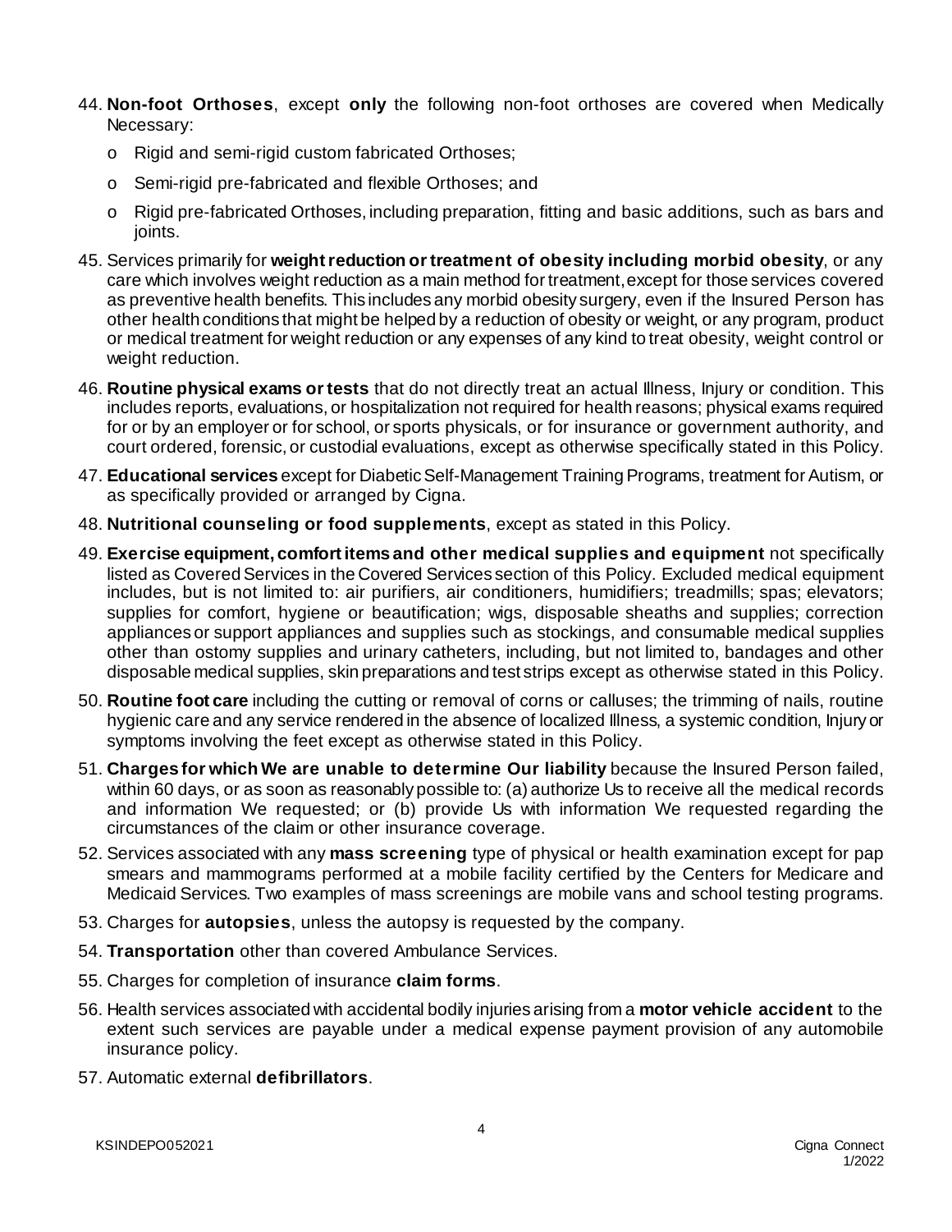44. **Non-foot Orthoses**, except **only** the following non-foot orthoses are covered when Medically Necessary:
    - o Rigid and semi-rigid custom fabricated Orthoses;
    - o Semi-rigid pre-fabricated and flexible Orthoses; and
    - o Rigid pre-fabricated Orthoses, including preparation, fitting and basic additions, such as bars and joints.
45. Services primarily for **weight reduction or treatment of obesity including morbid obesity**, or any care which involves weight reduction as a main method for treatment, except for those services covered as preventive health benefits. This includes any morbid obesity surgery, even if the Insured Person has other health conditions that might be helped by a reduction of obesity or weight, or any program, product or medical treatment for weight reduction or any expenses of any kind to treat obesity, weight control or weight reduction.
46. **Routine physical exams or tests** that do not directly treat an actual Illness, Injury or condition. This includes reports, evaluations, or hospitalization not required for health reasons; physical exams required for or by an employer or for school, or sports physicals, or for insurance or government authority, and court ordered, forensic, or custodial evaluations, except as otherwise specifically stated in this Policy.
47. **Educational services** except for Diabetic Self-Management Training Programs, treatment for Autism, or as specifically provided or arranged by Cigna.
48. **Nutritional counseling or food supplements**, except as stated in this Policy.
49. **Exercise equipment, comfort items and other medical supplies and equipment** not specifically listed as Covered Services in the Covered Services section of this Policy. Excluded medical equipment includes, but is not limited to: air purifiers, air conditioners, humidifiers; treadmills; spas; elevators; supplies for comfort, hygiene or beautification; wigs, disposable sheaths and supplies; correction appliances or support appliances and supplies such as stockings, and consumable medical supplies other than ostomy supplies and urinary catheters, including, but not limited to, bandages and other disposable medical supplies, skin preparations and test strips except as otherwise stated in this Policy.
50. **Routine foot care** including the cutting or removal of corns or calluses; the trimming of nails, routine hygienic care and any service rendered in the absence of localized Illness, a systemic condition, Injury or symptoms involving the feet except as otherwise stated in this Policy.
51. **Charges for which We are unable to determine Our liability** because the Insured Person failed, within 60 days, or as soon as reasonably possible to: (a) authorize Us to receive all the medical records and information We requested; or (b) provide Us with information We requested regarding the circumstances of the claim or other insurance coverage.
52. Services associated with any **mass screening** type of physical or health examination except for pap smears and mammograms performed at a mobile facility certified by the Centers for Medicare and Medicaid Services. Two examples of mass screenings are mobile vans and school testing programs.
53. Charges for **autopsies**, unless the autopsy is requested by the company.
54. **Transportation** other than covered Ambulance Services.
55. Charges for completion of insurance **claim forms**.
56. Health services associated with accidental bodily injuries arising from a **motor vehicle accident** to the extent such services are payable under a medical expense payment provision of any automobile insurance policy.
57. Automatic external **defibrillators**.